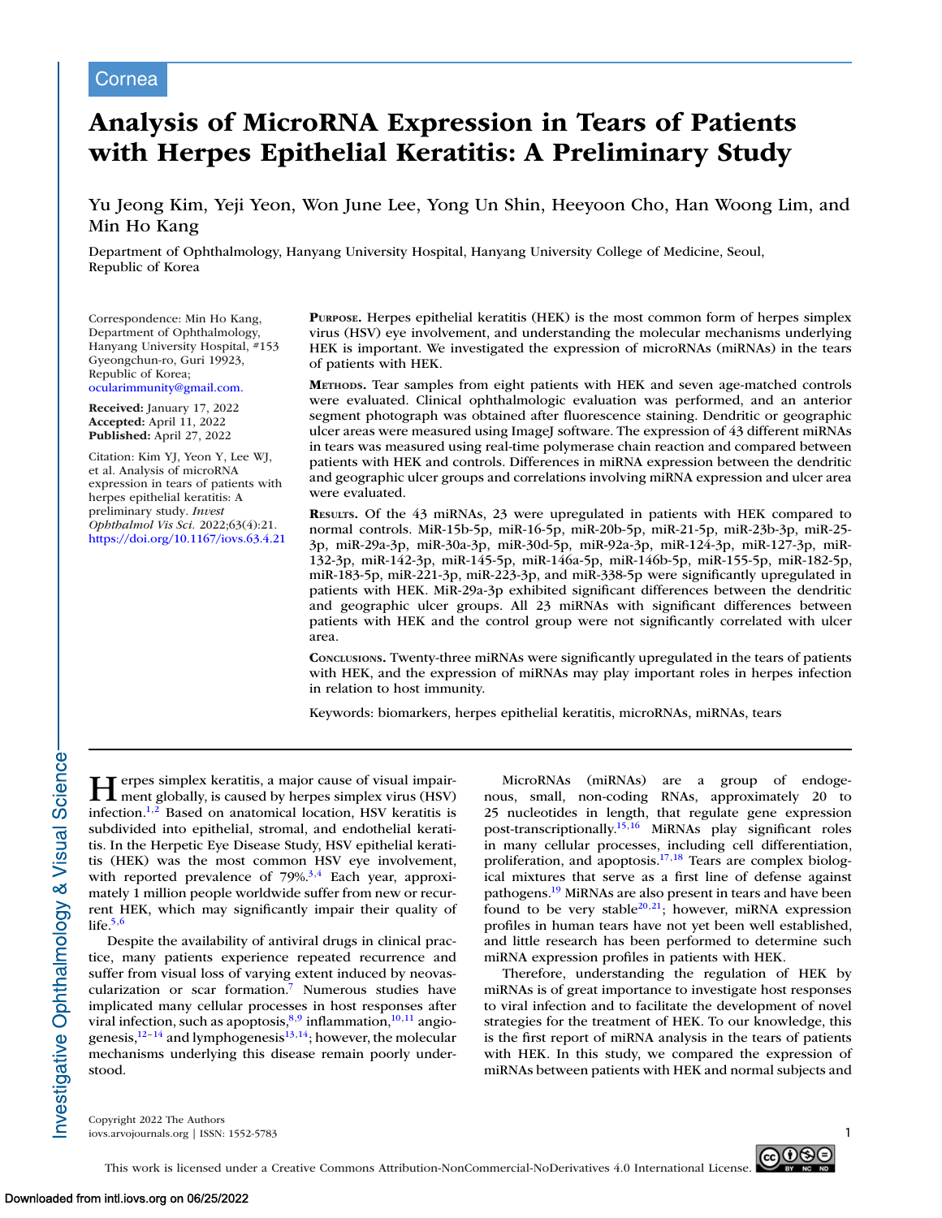Cornea

# Analysis of MicroRNA Expression in Tears of Patients with Herpes Epithelial Keratitis: A Preliminary Study

Yu Jeong Kim, Yeji Yeon, Won June Lee, Yong Un Shin, Heeyoon Cho, Han Woong Lim, and Min Ho Kang

Department of Ophthalmology, Hanyang University Hospital, Hanyang University College of Medicine, Seoul, Republic of Korea

Correspondence: Min Ho Kang, Department of Ophthalmology, Hanyang University Hospital, #153 Gyeongchun-ro, Guri 19923, Republic of Korea; ocularimmunity@gmail.com.

**Received:** January 17, 2022
**Accepted:** April 11, 2022
**Published:** April 27, 2022

Citation: Kim YJ, Yeon Y, Lee WJ, et al. Analysis of microRNA expression in tears of patients with herpes epithelial keratitis: A preliminary study. *Invest Ophthalmol Vis Sci.* 2022;63(4):21. https://doi.org/10.1167/iovs.63.4.21

**Purpose.** Herpes epithelial keratitis (HEK) is the most common form of herpes simplex virus (HSV) eye involvement, and understanding the molecular mechanisms underlying HEK is important. We investigated the expression of microRNAs (miRNAs) in the tears of patients with HEK.

**Methods.** Tear samples from eight patients with HEK and seven age-matched controls were evaluated. Clinical ophthalmologic evaluation was performed, and an anterior segment photograph was obtained after fluorescence staining. Dendritic or geographic ulcer areas were measured using ImageJ software. The expression of 43 different miRNAs in tears was measured using real-time polymerase chain reaction and compared between patients with HEK and controls. Differences in miRNA expression between the dendritic and geographic ulcer groups and correlations involving miRNA expression and ulcer area were evaluated.

**Results.** Of the 43 miRNAs, 23 were upregulated in patients with HEK compared to normal controls. MiR-15b-5p, miR-16-5p, miR-20b-5p, miR-21-5p, miR-23b-3p, miR-25-3p, miR-29a-3p, miR-30a-3p, miR-30d-5p, miR-92a-3p, miR-124-3p, miR-127-3p, miR-132-3p, miR-142-3p, miR-145-5p, miR-146a-5p, miR-146b-5p, miR-155-5p, miR-182-5p, miR-183-5p, miR-221-3p, miR-223-3p, and miR-338-5p were significantly upregulated in patients with HEK. MiR-29a-3p exhibited significant differences between the dendritic and geographic ulcer groups. All 23 miRNAs with significant differences between patients with HEK and the control group were not significantly correlated with ulcer area.

**Conclusions.** Twenty-three miRNAs were significantly upregulated in the tears of patients with HEK, and the expression of miRNAs may play important roles in herpes infection in relation to host immunity.

Keywords: biomarkers, herpes epithelial keratitis, microRNAs, miRNAs, tears

Herpes simplex keratitis, a major cause of visual impairment globally, is caused by herpes simplex virus (HSV) infection.[1,2] Based on anatomical location, HSV keratitis is subdivided into epithelial, stromal, and endothelial keratitis. In the Herpetic Eye Disease Study, HSV epithelial keratitis (HEK) was the most common HSV eye involvement, with reported prevalence of 79%.[3,4] Each year, approximately 1 million people worldwide suffer from new or recurrent HEK, which may significantly impair their quality of life.[5,6]

Despite the availability of antiviral drugs in clinical practice, many patients experience repeated recurrence and suffer from visual loss of varying extent induced by neovascularization or scar formation.[7] Numerous studies have implicated many cellular processes in host responses after viral infection, such as apoptosis,[8,9] inflammation,[10,11] angiogenesis,[12–14] and lymphogenesis[13,14]; however, the molecular mechanisms underlying this disease remain poorly understood.

MicroRNAs (miRNAs) are a group of endogenous, small, non-coding RNAs, approximately 20 to 25 nucleotides in length, that regulate gene expression post-transcriptionally.[15,16] MiRNAs play significant roles in many cellular processes, including cell differentiation, proliferation, and apoptosis.[17,18] Tears are complex biological mixtures that serve as a first line of defense against pathogens.[19] MiRNAs are also present in tears and have been found to be very stable[20,21]; however, miRNA expression profiles in human tears have not yet been well established, and little research has been performed to determine such miRNA expression profiles in patients with HEK.

Therefore, understanding the regulation of HEK by miRNAs is of great importance to investigate host responses to viral infection and to facilitate the development of novel strategies for the treatment of HEK. To our knowledge, this is the first report of miRNA analysis in the tears of patients with HEK. In this study, we compared the expression of miRNAs between patients with HEK and normal subjects and

Copyright 2022 The Authors
iovs.arvojournals.org | ISSN: 1552-5783

This work is licensed under a Creative Commons Attribution-NonCommercial-NoDerivatives 4.0 International License.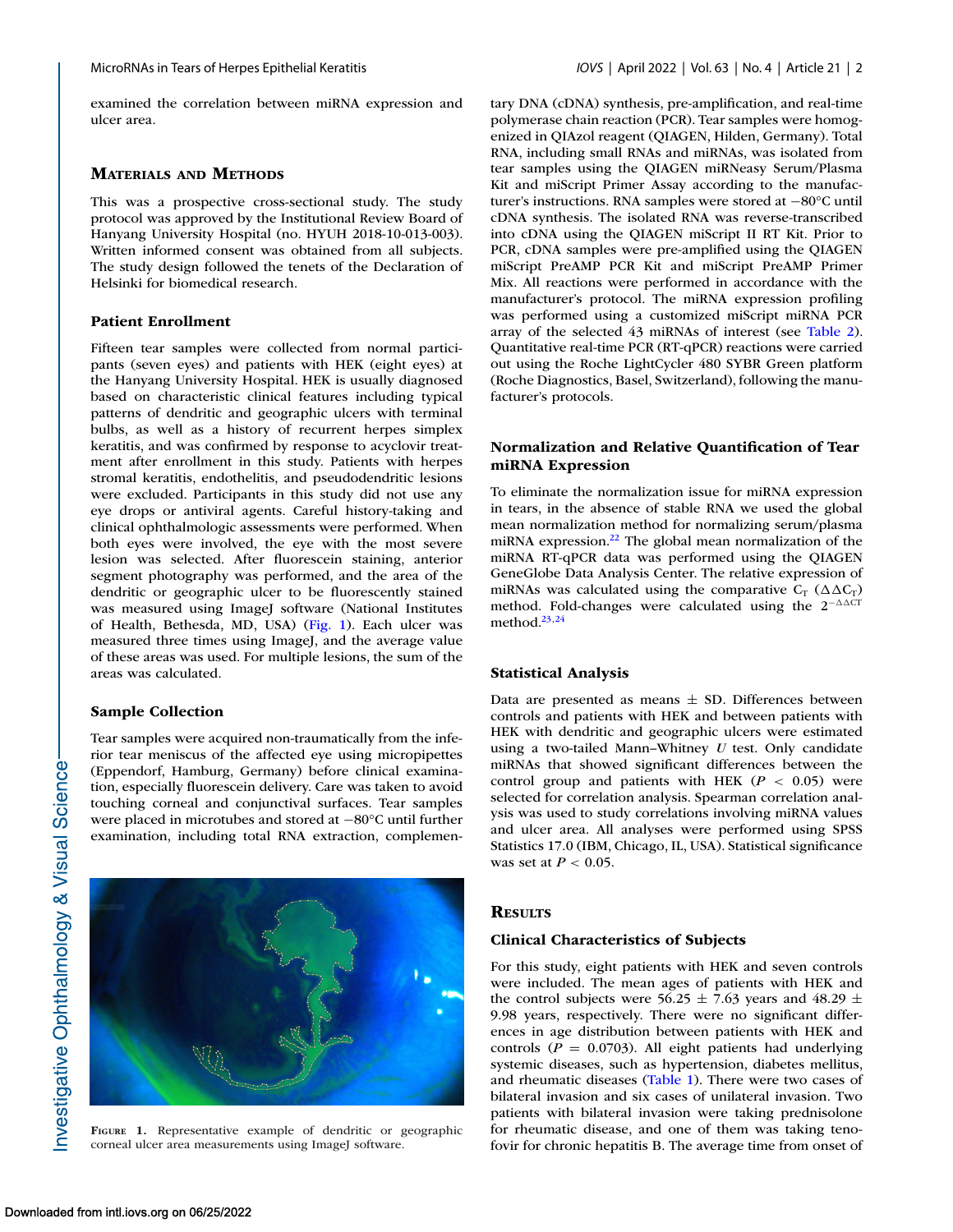examined the correlation between miRNA expression and ulcer area.

## Materials and Methods

This was a prospective cross-sectional study. The study protocol was approved by the Institutional Review Board of Hanyang University Hospital (no. HYUH 2018-10-013-003). Written informed consent was obtained from all subjects. The study design followed the tenets of the Declaration of Helsinki for biomedical research.

### Patient Enrollment

Fifteen tear samples were collected from normal participants (seven eyes) and patients with HEK (eight eyes) at the Hanyang University Hospital. HEK is usually diagnosed based on characteristic clinical features including typical patterns of dendritic and geographic ulcers with terminal bulbs, as well as a history of recurrent herpes simplex keratitis, and was confirmed by response to acyclovir treatment after enrollment in this study. Patients with herpes stromal keratitis, endothelitis, and pseudodendritic lesions were excluded. Participants in this study did not use any eye drops or antiviral agents. Careful history-taking and clinical ophthalmologic assessments were performed. When both eyes were involved, the eye with the most severe lesion was selected. After fluorescein staining, anterior segment photography was performed, and the area of the dendritic or geographic ulcer to be fluorescently stained was measured using ImageJ software (National Institutes of Health, Bethesda, MD, USA) (Fig. 1). Each ulcer was measured three times using ImageJ, and the average value of these areas was used. For multiple lesions, the sum of the areas was calculated.

### Sample Collection

Tear samples were acquired non-traumatically from the inferior tear meniscus of the affected eye using micropipettes (Eppendorf, Hamburg, Germany) before clinical examination, especially fluorescein delivery. Care was taken to avoid touching corneal and conjunctival surfaces. Tear samples were placed in microtubes and stored at −80°C until further examination, including total RNA extraction, complementary DNA (cDNA) synthesis, pre-amplification, and real-time polymerase chain reaction (PCR). Tear samples were homogenized in QIAzol reagent (QIAGEN, Hilden, Germany). Total RNA, including small RNAs and miRNAs, was isolated from tear samples using the QIAGEN miRNeasy Serum/Plasma Kit and miScript Primer Assay according to the manufacturer's instructions. RNA samples were stored at −80°C until cDNA synthesis. The isolated RNA was reverse-transcribed into cDNA using the QIAGEN miScript II RT Kit. Prior to PCR, cDNA samples were pre-amplified using the QIAGEN miScript PreAMP PCR Kit and miScript PreAMP Primer Mix. All reactions were performed in accordance with the manufacturer's protocol. The miRNA expression profiling was performed using a customized miScript miRNA PCR array of the selected 43 miRNAs of interest (see Table 2). Quantitative real-time PCR (RT-qPCR) reactions were carried out using the Roche LightCycler 480 SYBR Green platform (Roche Diagnostics, Basel, Switzerland), following the manufacturer's protocols.

FIGURE 1. Representative example of dendritic or geographic corneal ulcer area measurements using ImageJ software.

### Normalization and Relative Quantification of Tear miRNA Expression

To eliminate the normalization issue for miRNA expression in tears, in the absence of stable RNA we used the global mean normalization method for normalizing serum/plasma miRNA expression.[22] The global mean normalization of the miRNA RT-qPCR data was performed using the QIAGEN GeneGlobe Data Analysis Center. The relative expression of miRNAs was calculated using the comparative $C_T$ ($\Delta\Delta C_T$) method. Fold-changes were calculated using the $2^{-\Delta\Delta CT}$ method.[23,24]

### Statistical Analysis

Data are presented as means ± SD. Differences between controls and patients with HEK and between patients with HEK with dendritic and geographic ulcers were estimated using a two-tailed Mann–Whitney *U* test. Only candidate miRNAs that showed significant differences between the control group and patients with HEK ($P < 0.05$) were selected for correlation analysis. Spearman correlation analysis was used to study correlations involving miRNA values and ulcer area. All analyses were performed using SPSS Statistics 17.0 (IBM, Chicago, IL, USA). Statistical significance was set at $P < 0.05$.

## Results

### Clinical Characteristics of Subjects

For this study, eight patients with HEK and seven controls were included. The mean ages of patients with HEK and the control subjects were 56.25 ± 7.63 years and 48.29 ± 9.98 years, respectively. There were no significant differences in age distribution between patients with HEK and controls ($P = 0.0703$). All eight patients had underlying systemic diseases, such as hypertension, diabetes mellitus, and rheumatic diseases (Table 1). There were two cases of bilateral invasion and six cases of unilateral invasion. Two patients with bilateral invasion were taking prednisolone for rheumatic disease, and one of them was taking tenofovir for chronic hepatitis B. The average time from onset of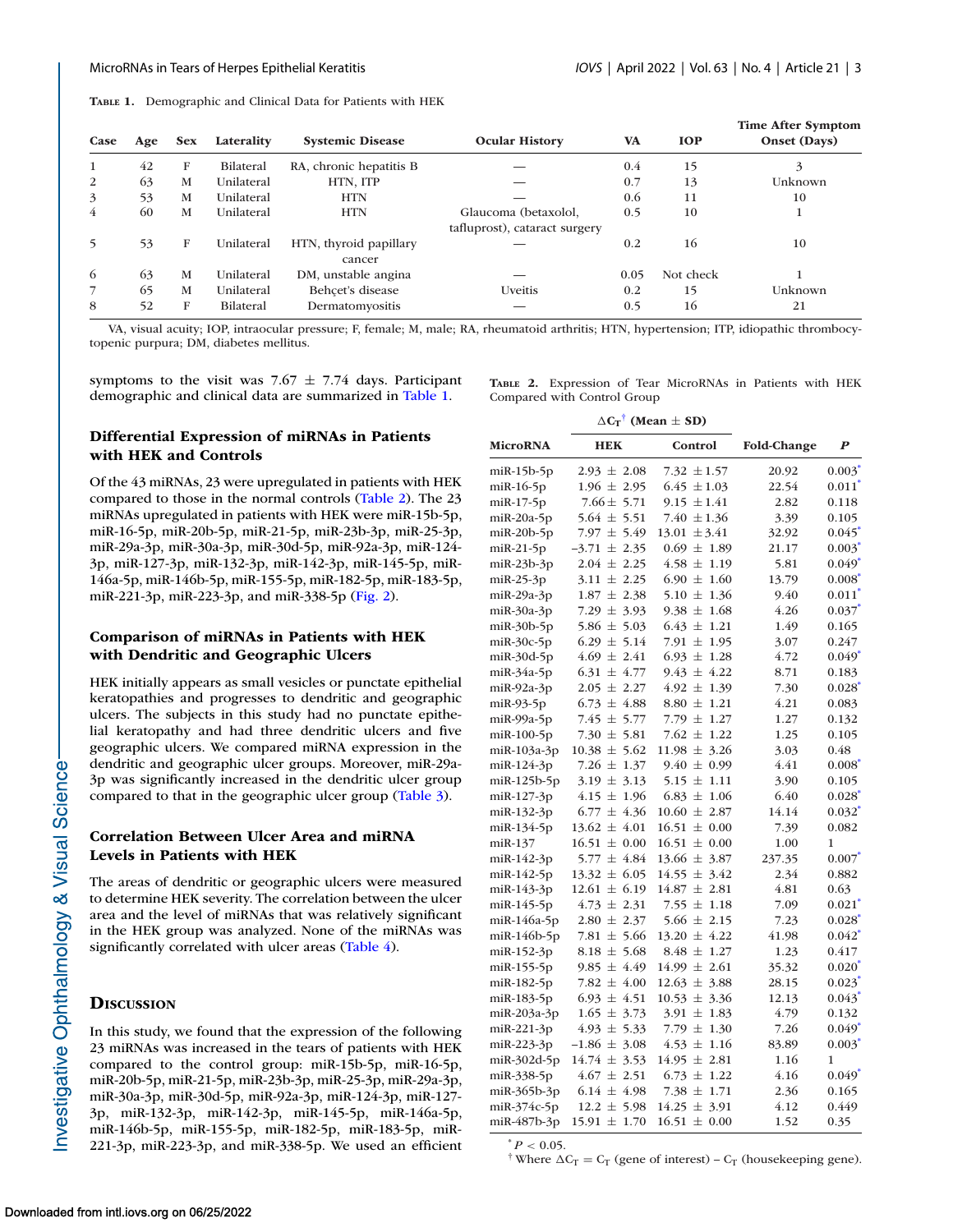**Table 1.** Demographic and Clinical Data for Patients with HEK

| Case | Age | Sex | Laterality | Systemic Disease | Ocular History | VA | IOP | Time After Symptom Onset (Days) |
|---|---|---|---|---|---|---|---|---|
| 1 | 42 | F | Bilateral | RA, chronic hepatitis B | — | 0.4 | 15 | 3 |
| 2 | 63 | M | Unilateral | HTN, ITP | — | 0.7 | 13 | Unknown |
| 3 | 53 | M | Unilateral | HTN | — | 0.6 | 11 | 10 |
| 4 | 60 | M | Unilateral | HTN | Glaucoma (betaxolol, tafluprost), cataract surgery | 0.5 | 10 | 1 |
| 5 | 53 | F | Unilateral | HTN, thyroid papillary cancer | — | 0.2 | 16 | 10 |
| 6 | 63 | M | Unilateral | DM, unstable angina | — | 0.05 | Not check | 1 |
| 7 | 65 | M | Unilateral | Behçet's disease | Uveitis | 0.2 | 15 | Unknown |
| 8 | 52 | F | Bilateral | Dermatomyositis | — | 0.5 | 16 | 21 |

VA, visual acuity; IOP, intraocular pressure; F, female; M, male; RA, rheumatoid arthritis; HTN, hypertension; ITP, idiopathic thrombocytopenic purpura; DM, diabetes mellitus.

symptoms to the visit was 7.67 ± 7.74 days. Participant demographic and clinical data are summarized in Table 1.

## Differential Expression of miRNAs in Patients with HEK and Controls

Of the 43 miRNAs, 23 were upregulated in patients with HEK compared to those in the normal controls (Table 2). The 23 miRNAs upregulated in patients with HEK were miR-15b-5p, miR-16-5p, miR-20b-5p, miR-21-5p, miR-23b-3p, miR-25-3p, miR-29a-3p, miR-30a-3p, miR-30d-5p, miR-92a-3p, miR-124-3p, miR-127-3p, miR-132-3p, miR-142-3p, miR-145-5p, miR-146a-5p, miR-146b-5p, miR-155-5p, miR-182-5p, miR-183-5p, miR-221-3p, miR-223-3p, and miR-338-5p (Fig. 2).

## Comparison of miRNAs in Patients with HEK with Dendritic and Geographic Ulcers

HEK initially appears as small vesicles or punctate epithelial keratopathies and progresses to dendritic and geographic ulcers. The subjects in this study had no punctate epithelial keratopathy and had three dendritic ulcers and five geographic ulcers. We compared miRNA expression in the dendritic and geographic ulcer groups. Moreover, miR-29a-3p was significantly increased in the dendritic ulcer group compared to that in the geographic ulcer group (Table 3).

## Correlation Between Ulcer Area and miRNA Levels in Patients with HEK

The areas of dendritic or geographic ulcers were measured to determine HEK severity. The correlation between the ulcer area and the level of miRNAs that was relatively significant in the HEK group was analyzed. None of the miRNAs was significantly correlated with ulcer areas (Table 4).

**Table 2.** Expression of Tear MicroRNAs in Patients with HEK Compared with Control Group

| | $\Delta C_T$[†] (Mean ± SD) | | | |
|---|---|---|---|---|
| MicroRNA | HEK | Control | Fold-Change | $P$ |
| miR-15b-5p | 2.93 ± 2.08 | 7.32 ± 1.57 | 20.92 | 0.003[*] |
| miR-16-5p | 1.96 ± 2.95 | 6.45 ± 1.03 | 22.54 | 0.011[*] |
| miR-17-5p | 7.66 ± 5.71 | 9.15 ± 1.41 | 2.82 | 0.118 |
| miR-20a-5p | 5.64 ± 5.51 | 7.40 ± 1.36 | 3.39 | 0.105 |
| miR-20b-5p | 7.97 ± 5.49 | 13.01 ± 3.41 | 32.92 | 0.045[*] |
| miR-21-5p | −3.71 ± 2.35 | 0.69 ± 1.89 | 21.17 | 0.003[*] |
| miR-23b-3p | 2.04 ± 2.25 | 4.58 ± 1.19 | 5.81 | 0.049[*] |
| miR-25-3p | 3.11 ± 2.25 | 6.90 ± 1.60 | 13.79 | 0.008[*] |
| miR-29a-3p | 1.87 ± 2.38 | 5.10 ± 1.36 | 9.40 | 0.011[*] |
| miR-30a-3p | 7.29 ± 3.93 | 9.38 ± 1.68 | 4.26 | 0.037[*] |
| miR-30b-5p | 5.86 ± 5.03 | 6.43 ± 1.21 | 1.49 | 0.165 |
| miR-30c-5p | 6.29 ± 5.14 | 7.91 ± 1.95 | 3.07 | 0.247 |
| miR-30d-5p | 4.69 ± 2.41 | 6.93 ± 1.28 | 4.72 | 0.049[*] |
| miR-34a-5p | 6.31 ± 4.77 | 9.43 ± 4.22 | 8.71 | 0.183 |
| miR-92a-3p | 2.05 ± 2.27 | 4.92 ± 1.39 | 7.30 | 0.028[*] |
| miR-93-5p | 6.73 ± 4.88 | 8.80 ± 1.21 | 4.21 | 0.083 |
| miR-99a-5p | 7.45 ± 5.77 | 7.79 ± 1.27 | 1.27 | 0.132 |
| miR-100-5p | 7.30 ± 5.81 | 7.62 ± 1.22 | 1.25 | 0.105 |
| miR-103a-3p | 10.38 ± 5.62 | 11.98 ± 3.26 | 3.03 | 0.48 |
| miR-124-3p | 7.26 ± 1.37 | 9.40 ± 0.99 | 4.41 | 0.008[*] |
| miR-125b-5p | 3.19 ± 3.13 | 5.15 ± 1.11 | 3.90 | 0.105 |
| miR-127-3p | 4.15 ± 1.96 | 6.83 ± 1.06 | 6.40 | 0.028[*] |
| miR-132-3p | 6.77 ± 4.36 | 10.60 ± 2.87 | 14.14 | 0.032[*] |
| miR-134-5p | 13.62 ± 4.01 | 16.51 ± 0.00 | 7.39 | 0.082 |
| miR-137 | 16.51 ± 0.00 | 16.51 ± 0.00 | 1.00 | 1 |
| miR-142-3p | 5.77 ± 4.84 | 13.66 ± 3.87 | 237.35 | 0.007[*] |
| miR-142-5p | 13.32 ± 6.05 | 14.55 ± 3.42 | 2.34 | 0.882 |
| miR-143-3p | 12.61 ± 6.19 | 14.87 ± 2.81 | 4.81 | 0.63 |
| miR-145-5p | 4.73 ± 2.31 | 7.55 ± 1.18 | 7.09 | 0.021[*] |
| miR-146a-5p | 2.80 ± 2.37 | 5.66 ± 2.15 | 7.23 | 0.028[*] |
| miR-146b-5p | 7.81 ± 5.66 | 13.20 ± 4.22 | 41.98 | 0.042[*] |
| miR-152-3p | 8.18 ± 5.68 | 8.48 ± 1.27 | 1.23 | 0.417 |
| miR-155-5p | 9.85 ± 4.49 | 14.99 ± 2.61 | 35.32 | 0.020[*] |
| miR-182-5p | 7.82 ± 4.00 | 12.63 ± 3.88 | 28.15 | 0.023[*] |
| miR-183-5p | 6.93 ± 4.51 | 10.53 ± 3.36 | 12.13 | 0.043[*] |
| miR-203a-3p | 1.65 ± 3.73 | 3.91 ± 1.83 | 4.79 | 0.132 |
| miR-221-3p | 4.93 ± 5.33 | 7.79 ± 1.30 | 7.26 | 0.049[*] |
| miR-223-3p | −1.86 ± 3.08 | 4.53 ± 1.16 | 83.89 | 0.003[*] |
| miR-302d-5p | 14.74 ± 3.53 | 14.95 ± 2.81 | 1.16 | 1 |
| miR-338-5p | 4.67 ± 2.51 | 6.73 ± 1.22 | 4.16 | 0.049[*] |
| miR-365b-3p | 6.14 ± 4.98 | 7.38 ± 1.71 | 2.36 | 0.165 |
| miR-374c-5p | 12.2 ± 5.98 | 14.25 ± 3.91 | 4.12 | 0.449 |
| miR-487b-3p | 15.91 ± 1.70 | 16.51 ± 0.00 | 1.52 | 0.35 |

[*] $P < 0.05$.

[†] Where $\Delta C_T = C_T$ (gene of interest) – $C_T$ (housekeeping gene).

# Discussion

In this study, we found that the expression of the following 23 miRNAs was increased in the tears of patients with HEK compared to the control group: miR-15b-5p, miR-16-5p, miR-20b-5p, miR-21-5p, miR-23b-3p, miR-25-3p, miR-29a-3p, miR-30a-3p, miR-30d-5p, miR-92a-3p, miR-124-3p, miR-127-3p, miR-132-3p, miR-142-3p, miR-145-5p, miR-146a-5p, miR-146b-5p, miR-155-5p, miR-182-5p, miR-183-5p, miR-221-3p, miR-223-3p, and miR-338-5p. We used an efficient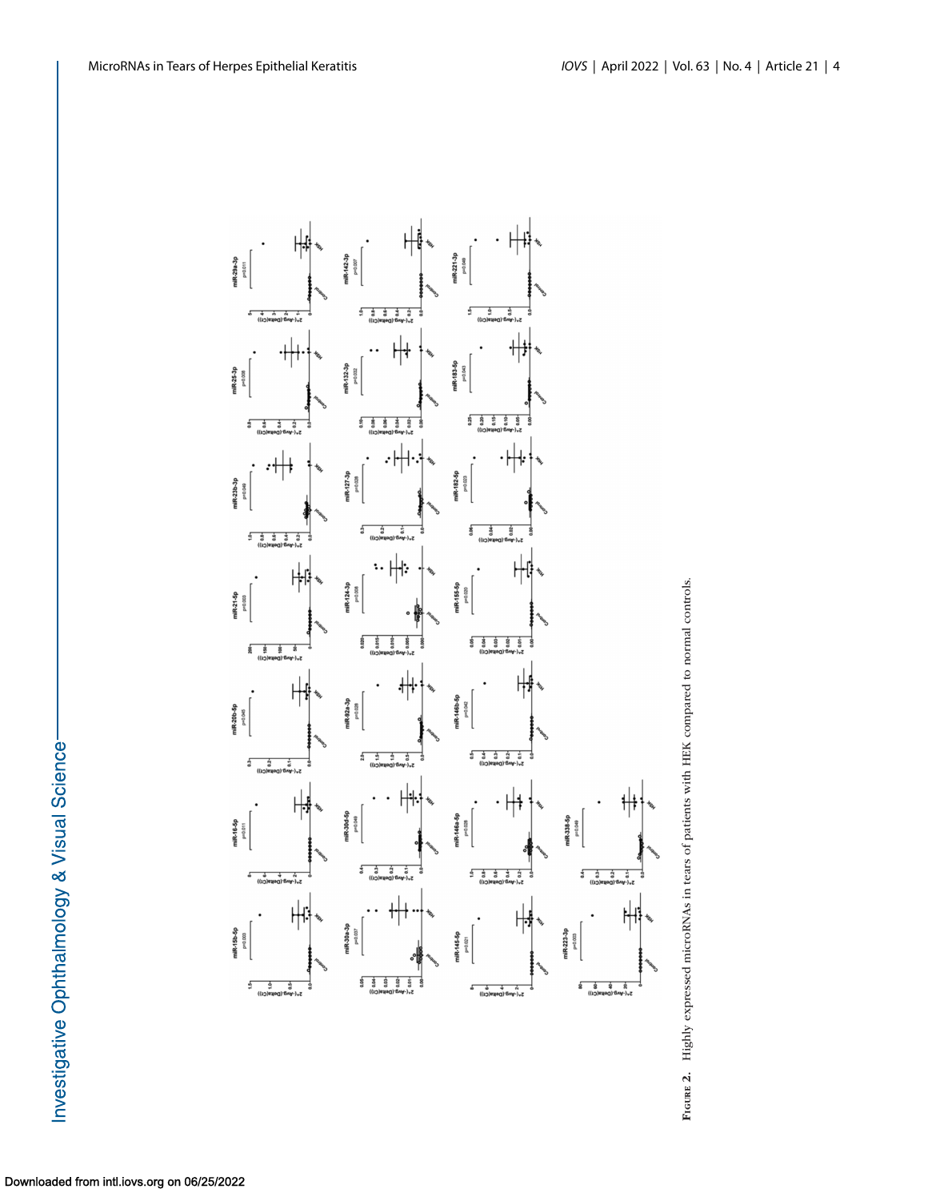**Figure 2.** Highly expressed microRNAs in tears of patients with HEK compared to normal controls.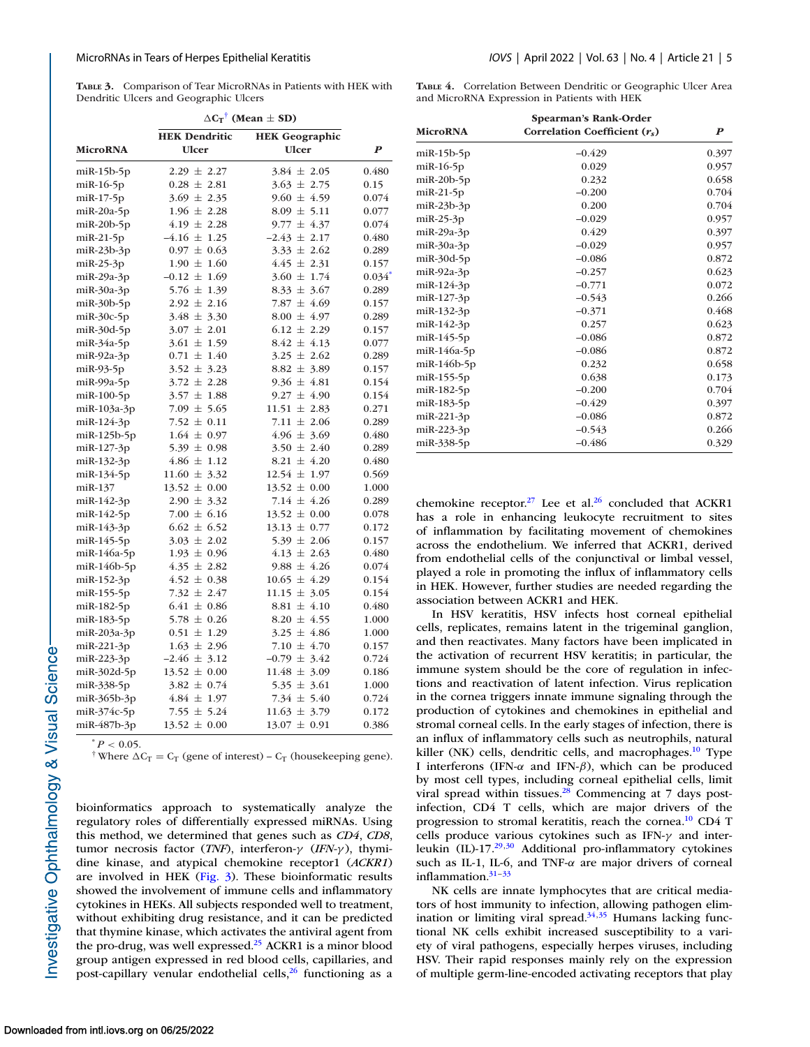**Table 3.** Comparison of Tear MicroRNAs in Patients with HEK with Dendritic Ulcers and Geographic Ulcers

| MicroRNA | $\Delta C_T$[†] (Mean ± SD) HEK Dendritic Ulcer | HEK Geographic Ulcer | *P* |
|---|---|---|---|
| miR-15b-5p | 2.29 ± 2.27 | 3.84 ± 2.05 | 0.480 |
| miR-16-5p | 0.28 ± 2.81 | 3.63 ± 2.75 | 0.15 |
| miR-17-5p | 3.69 ± 2.35 | 9.60 ± 4.59 | 0.074 |
| miR-20a-5p | 1.96 ± 2.28 | 8.09 ± 5.11 | 0.077 |
| miR-20b-5p | 4.19 ± 2.28 | 9.77 ± 4.37 | 0.074 |
| miR-21-5p | −4.16 ± 1.25 | −2.43 ± 2.17 | 0.480 |
| miR-23b-3p | 0.97 ± 0.63 | 3.33 ± 2.62 | 0.289 |
| miR-25-3p | 1.90 ± 1.60 | 4.45 ± 2.31 | 0.157 |
| miR-29a-3p | −0.12 ± 1.69 | 3.60 ± 1.74 | 0.034* |
| miR-30a-3p | 5.76 ± 1.39 | 8.33 ± 3.67 | 0.289 |
| miR-30b-5p | 2.92 ± 2.16 | 7.87 ± 4.69 | 0.157 |
| miR-30c-5p | 3.48 ± 3.30 | 8.00 ± 4.97 | 0.289 |
| miR-30d-5p | 3.07 ± 2.01 | 6.12 ± 2.29 | 0.157 |
| miR-34a-5p | 3.61 ± 1.59 | 8.42 ± 4.13 | 0.077 |
| miR-92a-3p | 0.71 ± 1.40 | 3.25 ± 2.62 | 0.289 |
| miR-93-5p | 3.52 ± 3.23 | 8.82 ± 3.89 | 0.157 |
| miR-99a-5p | 3.72 ± 2.28 | 9.36 ± 4.81 | 0.154 |
| miR-100-5p | 3.57 ± 1.88 | 9.27 ± 4.90 | 0.154 |
| miR-103a-3p | 7.09 ± 5.65 | 11.51 ± 2.83 | 0.271 |
| miR-124-3p | 7.52 ± 0.11 | 7.11 ± 2.06 | 0.289 |
| miR-125b-5p | 1.64 ± 0.97 | 4.96 ± 3.69 | 0.480 |
| miR-127-3p | 5.39 ± 0.98 | 3.50 ± 2.40 | 0.289 |
| miR-132-3p | 4.86 ± 1.12 | 8.21 ± 4.20 | 0.480 |
| miR-134-5p | 11.60 ± 3.32 | 12.54 ± 1.97 | 0.569 |
| miR-137 | 13.52 ± 0.00 | 13.52 ± 0.00 | 1.000 |
| miR-142-3p | 2.90 ± 3.32 | 7.14 ± 4.26 | 0.289 |
| miR-142-5p | 7.00 ± 6.16 | 13.52 ± 0.00 | 0.078 |
| miR-143-3p | 6.62 ± 6.52 | 13.13 ± 0.77 | 0.172 |
| miR-145-5p | 3.03 ± 2.02 | 5.39 ± 2.06 | 0.157 |
| miR-146a-5p | 1.93 ± 0.96 | 4.13 ± 2.63 | 0.480 |
| miR-146b-5p | 4.35 ± 2.82 | 9.88 ± 4.26 | 0.074 |
| miR-152-3p | 4.52 ± 0.38 | 10.65 ± 4.29 | 0.154 |
| miR-155-5p | 7.32 ± 2.47 | 11.15 ± 3.05 | 0.154 |
| miR-182-5p | 6.41 ± 0.86 | 8.81 ± 4.10 | 0.480 |
| miR-183-5p | 5.78 ± 0.26 | 8.20 ± 4.55 | 1.000 |
| miR-203a-3p | 0.51 ± 1.29 | 3.25 ± 4.86 | 1.000 |
| miR-221-3p | 1.63 ± 2.96 | 7.10 ± 4.70 | 0.157 |
| miR-223-3p | −2.46 ± 3.12 | −0.79 ± 3.42 | 0.724 |
| miR-302d-5p | 13.52 ± 0.00 | 11.48 ± 3.09 | 0.186 |
| miR-338-5p | 3.82 ± 0.74 | 5.35 ± 3.61 | 1.000 |
| miR-365b-3p | 4.84 ± 1.97 | 7.34 ± 5.40 | 0.724 |
| miR-374c-5p | 7.55 ± 5.24 | 11.63 ± 3.79 | 0.172 |
| miR-487b-3p | 13.52 ± 0.00 | 13.07 ± 0.91 | 0.386 |

* $P < 0.05$.

† Where $\Delta C_T = C_T$ (gene of interest) − $C_T$ (housekeeping gene).

**Table 4.** Correlation Between Dendritic or Geographic Ulcer Area and MicroRNA Expression in Patients with HEK

| MicroRNA | Spearman's Rank-Order Correlation Coefficient ($r_s$) | *P* |
|---|---|---|
| miR-15b-5p | −0.429 | 0.397 |
| miR-16-5p | 0.029 | 0.957 |
| miR-20b-5p | 0.232 | 0.658 |
| miR-21-5p | −0.200 | 0.704 |
| miR-23b-3p | 0.200 | 0.704 |
| miR-25-3p | −0.029 | 0.957 |
| miR-29a-3p | 0.429 | 0.397 |
| miR-30a-3p | −0.029 | 0.957 |
| miR-30d-5p | −0.086 | 0.872 |
| miR-92a-3p | −0.257 | 0.623 |
| miR-124-3p | −0.771 | 0.072 |
| miR-127-3p | −0.543 | 0.266 |
| miR-132-3p | −0.371 | 0.468 |
| miR-142-3p | 0.257 | 0.623 |
| miR-145-5p | −0.086 | 0.872 |
| miR-146a-5p | −0.086 | 0.872 |
| miR-146b-5p | 0.232 | 0.658 |
| miR-155-5p | 0.638 | 0.173 |
| miR-182-5p | −0.200 | 0.704 |
| miR-183-5p | −0.429 | 0.397 |
| miR-221-3p | −0.086 | 0.872 |
| miR-223-3p | −0.543 | 0.266 |
| miR-338-5p | −0.486 | 0.329 |

bioinformatics approach to systematically analyze the regulatory roles of differentially expressed miRNAs. Using this method, we determined that genes such as *CD4*, *CD8*, tumor necrosis factor (*TNF*), interferon-γ (*IFN-γ*), thymidine kinase, and atypical chemokine receptor1 (*ACKR1*) are involved in HEK (Fig. 3). These bioinformatic results showed the involvement of immune cells and inflammatory cytokines in HEKs. All subjects responded well to treatment, without exhibiting drug resistance, and it can be predicted that thymine kinase, which activates the antiviral agent from the pro-drug, was well expressed.[25] ACKR1 is a minor blood group antigen expressed in red blood cells, capillaries, and post-capillary venular endothelial cells,[26] functioning as a chemokine receptor.[27] Lee et al.[26] concluded that ACKR1 has a role in enhancing leukocyte recruitment to sites of inflammation by facilitating movement of chemokines across the endothelium. We inferred that ACKR1, derived from endothelial cells of the conjunctival or limbal vessel, played a role in promoting the influx of inflammatory cells in HEK. However, further studies are needed regarding the association between ACKR1 and HEK.

In HSV keratitis, HSV infects host corneal epithelial cells, replicates, remains latent in the trigeminal ganglion, and then reactivates. Many factors have been implicated in the activation of recurrent HSV keratitis; in particular, the immune system should be the core of regulation in infections and reactivation of latent infection. Virus replication in the cornea triggers innate immune signaling through the production of cytokines and chemokines in epithelial and stromal corneal cells. In the early stages of infection, there is an influx of inflammatory cells such as neutrophils, natural killer (NK) cells, dendritic cells, and macrophages.[10] Type I interferons (IFN-α and IFN-β), which can be produced by most cell types, including corneal epithelial cells, limit viral spread within tissues.[28] Commencing at 7 days post-infection, CD4 T cells, which are major drivers of the progression to stromal keratitis, reach the cornea.[10] CD4 T cells produce various cytokines such as IFN-γ and interleukin (IL)-17.[29,30] Additional pro-inflammatory cytokines such as IL-1, IL-6, and TNF-α are major drivers of corneal inflammation.[31–33]

NK cells are innate lymphocytes that are critical mediators of host immunity to infection, allowing pathogen elimination or limiting viral spread.[34,35] Humans lacking functional NK cells exhibit increased susceptibility to a variety of viral pathogens, especially herpes viruses, including HSV. Their rapid responses mainly rely on the expression of multiple germ-line-encoded activating receptors that play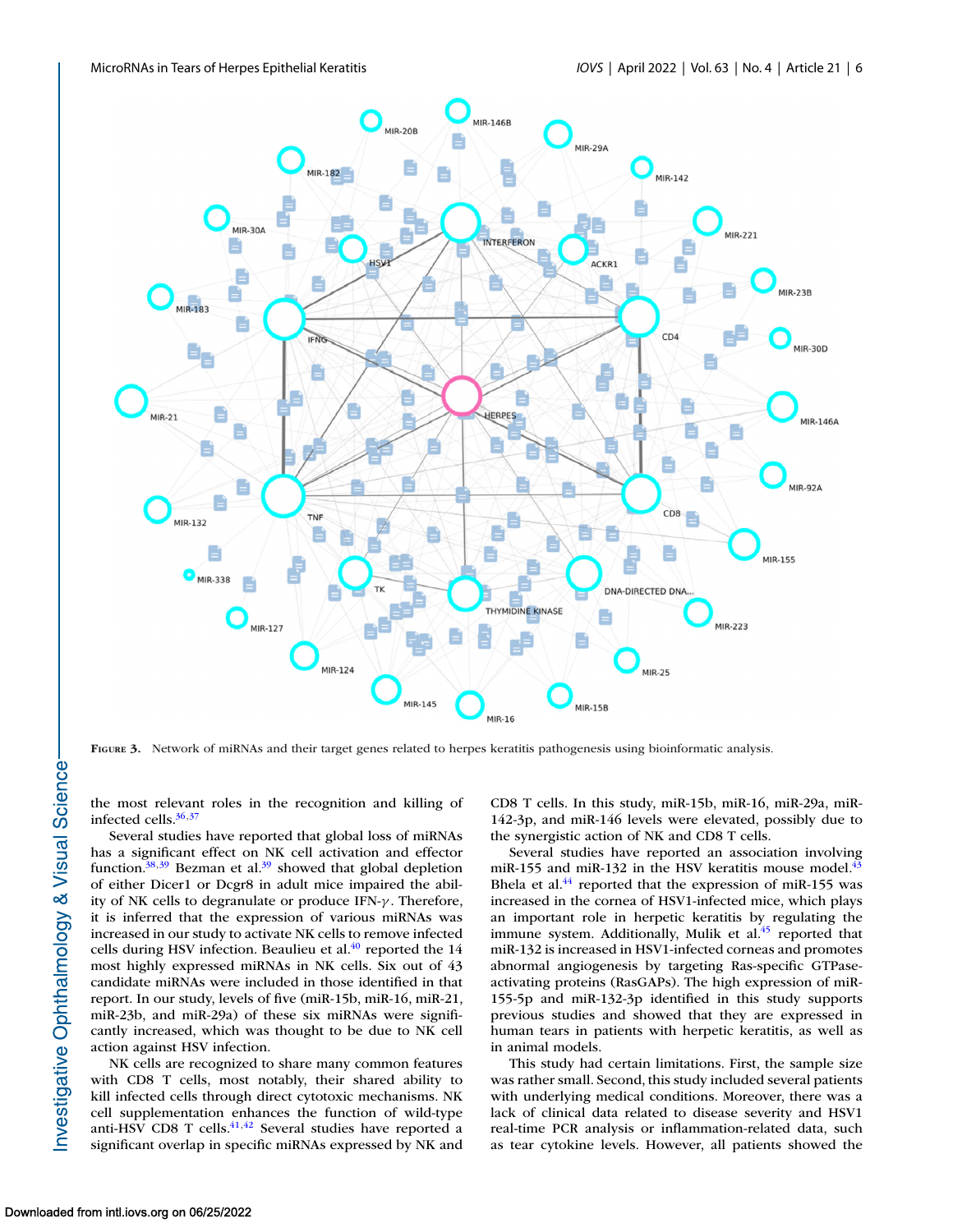**Figure 3.** Network of miRNAs and their target genes related to herpes keratitis pathogenesis using bioinformatic analysis.

the most relevant roles in the recognition and killing of infected cells.[36,37]

Several studies have reported that global loss of miRNAs has a significant effect on NK cell activation and effector function.[38,39] Bezman et al.[39] showed that global depletion of either Dicer1 or Dcgr8 in adult mice impaired the ability of NK cells to degranulate or produce IFN-$\gamma$. Therefore, it is inferred that the expression of various miRNAs was increased in our study to activate NK cells to remove infected cells during HSV infection. Beaulieu et al.[40] reported the 14 most highly expressed miRNAs in NK cells. Six out of 43 candidate miRNAs were included in those identified in that report. In our study, levels of five (miR-15b, miR-16, miR-21, miR-23b, and miR-29a) of these six miRNAs were significantly increased, which was thought to be due to NK cell action against HSV infection.

NK cells are recognized to share many common features with CD8 T cells, most notably, their shared ability to kill infected cells through direct cytotoxic mechanisms. NK cell supplementation enhances the function of wild-type anti-HSV CD8 T cells.[41,42] Several studies have reported a significant overlap in specific miRNAs expressed by NK and CD8 T cells. In this study, miR-15b, miR-16, miR-29a, miR-142-3p, and miR-146 levels were elevated, possibly due to the synergistic action of NK and CD8 T cells.

Several studies have reported an association involving miR-155 and miR-132 in the HSV keratitis mouse model.[43] Bhela et al.[44] reported that the expression of miR-155 was increased in the cornea of HSV1-infected mice, which plays an important role in herpetic keratitis by regulating the immune system. Additionally, Mulik et al.[45] reported that miR-132 is increased in HSV1-infected corneas and promotes abnormal angiogenesis by targeting Ras-specific GTPase-activating proteins (RasGAPs). The high expression of miR-155-5p and miR-132-3p identified in this study supports previous studies and showed that they are expressed in human tears in patients with herpetic keratitis, as well as in animal models.

This study had certain limitations. First, the sample size was rather small. Second, this study included several patients with underlying medical conditions. Moreover, there was a lack of clinical data related to disease severity and HSV1 real-time PCR analysis or inflammation-related data, such as tear cytokine levels. However, all patients showed the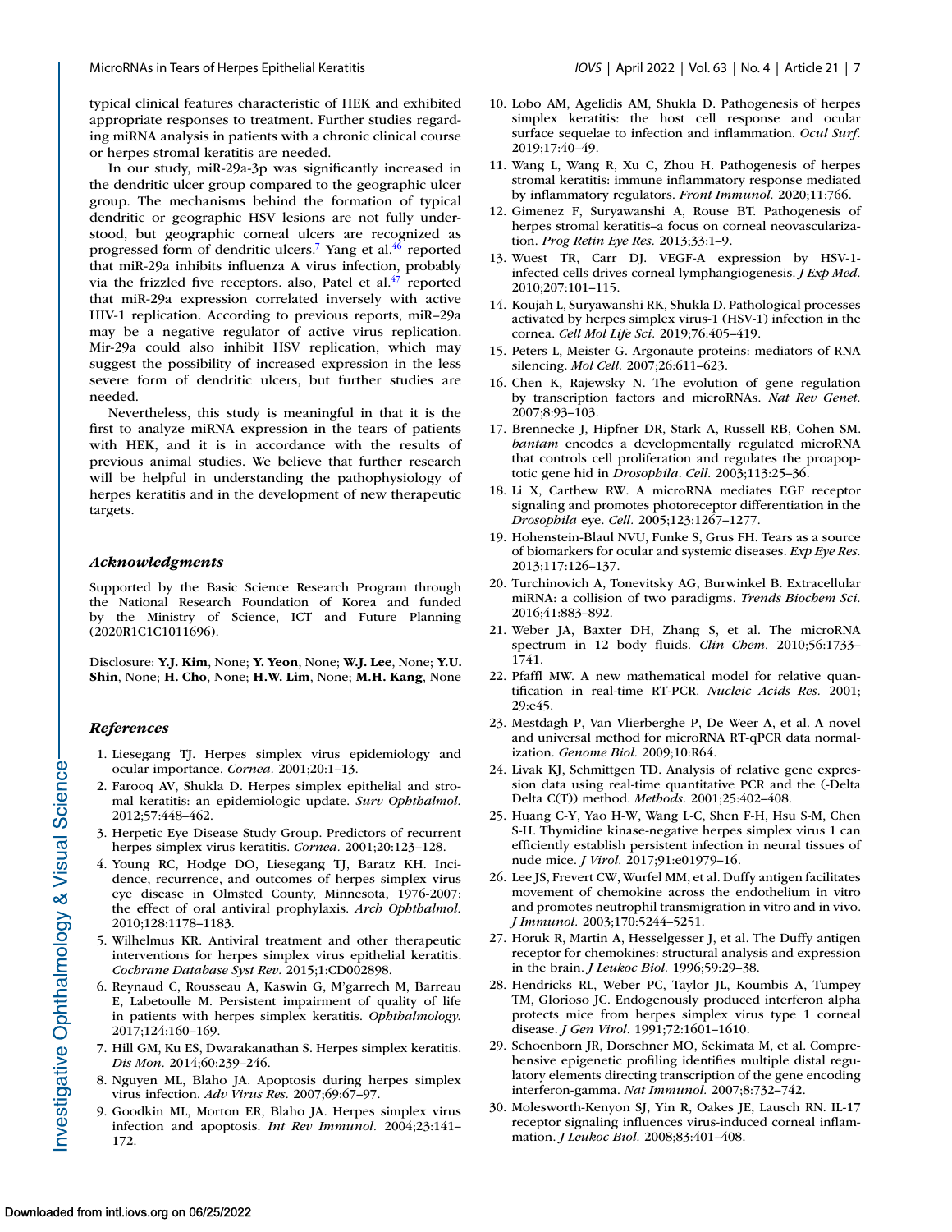typical clinical features characteristic of HEK and exhibited appropriate responses to treatment. Further studies regarding miRNA analysis in patients with a chronic clinical course or herpes stromal keratitis are needed.

In our study, miR-29a-3p was significantly increased in the dendritic ulcer group compared to the geographic ulcer group. The mechanisms behind the formation of typical dendritic or geographic HSV lesions are not fully understood, but geographic corneal ulcers are recognized as progressed form of dendritic ulcers.[7] Yang et al.[46] reported that miR-29a inhibits influenza A virus infection, probably via the frizzled five receptors. also, Patel et al.[47] reported that miR-29a expression correlated inversely with active HIV-1 replication. According to previous reports, miR–29a may be a negative regulator of active virus replication. Mir-29a could also inhibit HSV replication, which may suggest the possibility of increased expression in the less severe form of dendritic ulcers, but further studies are needed.

Nevertheless, this study is meaningful in that it is the first to analyze miRNA expression in the tears of patients with HEK, and it is in accordance with the results of previous animal studies. We believe that further research will be helpful in understanding the pathophysiology of herpes keratitis and in the development of new therapeutic targets.

### *Acknowledgments*

Supported by the Basic Science Research Program through the National Research Foundation of Korea and funded by the Ministry of Science, ICT and Future Planning (2020R1C1C1011696).

Disclosure: **Y.J. Kim**, None; **Y. Yeon**, None; **W.J. Lee**, None; **Y.U. Shin**, None; **H. Cho**, None; **H.W. Lim**, None; **M.H. Kang**, None

### *References*

1. Liesegang TJ. Herpes simplex virus epidemiology and ocular importance. *Cornea.* 2001;20:1–13.
2. Farooq AV, Shukla D. Herpes simplex epithelial and stromal keratitis: an epidemiologic update. *Surv Ophthalmol.* 2012;57:448–462.
3. Herpetic Eye Disease Study Group. Predictors of recurrent herpes simplex virus keratitis. *Cornea.* 2001;20:123–128.
4. Young RC, Hodge DO, Liesegang TJ, Baratz KH. Incidence, recurrence, and outcomes of herpes simplex virus eye disease in Olmsted County, Minnesota, 1976-2007: the effect of oral antiviral prophylaxis. *Arch Ophthalmol.* 2010;128:1178–1183.
5. Wilhelmus KR. Antiviral treatment and other therapeutic interventions for herpes simplex virus epithelial keratitis. *Cochrane Database Syst Rev.* 2015;1:CD002898.
6. Reynaud C, Rousseau A, Kaswin G, M'garrech M, Barreau E, Labetoulle M. Persistent impairment of quality of life in patients with herpes simplex keratitis. *Ophthalmology.* 2017;124:160–169.
7. Hill GM, Ku ES, Dwarakanathan S. Herpes simplex keratitis. *Dis Mon.* 2014;60:239–246.
8. Nguyen ML, Blaho JA. Apoptosis during herpes simplex virus infection. *Adv Virus Res.* 2007;69:67–97.
9. Goodkin ML, Morton ER, Blaho JA. Herpes simplex virus infection and apoptosis. *Int Rev Immunol.* 2004;23:141–172.
10. Lobo AM, Agelidis AM, Shukla D. Pathogenesis of herpes simplex keratitis: the host cell response and ocular surface sequelae to infection and inflammation. *Ocul Surf.* 2019;17:40–49.
11. Wang L, Wang R, Xu C, Zhou H. Pathogenesis of herpes stromal keratitis: immune inflammatory response mediated by inflammatory regulators. *Front Immunol.* 2020;11:766.
12. Gimenez F, Suryawanshi A, Rouse BT. Pathogenesis of herpes stromal keratitis–a focus on corneal neovascularization. *Prog Retin Eye Res.* 2013;33:1–9.
13. Wuest TR, Carr DJ. VEGF-A expression by HSV-1-infected cells drives corneal lymphangiogenesis. *J Exp Med.* 2010;207:101–115.
14. Koujah L, Suryawanshi RK, Shukla D. Pathological processes activated by herpes simplex virus-1 (HSV-1) infection in the cornea. *Cell Mol Life Sci.* 2019;76:405–419.
15. Peters L, Meister G. Argonaute proteins: mediators of RNA silencing. *Mol Cell.* 2007;26:611–623.
16. Chen K, Rajewsky N. The evolution of gene regulation by transcription factors and microRNAs. *Nat Rev Genet.* 2007;8:93–103.
17. Brennecke J, Hipfner DR, Stark A, Russell RB, Cohen SM. *bantam* encodes a developmentally regulated microRNA that controls cell proliferation and regulates the proapoptotic gene hid in *Drosophila*. *Cell.* 2003;113:25–36.
18. Li X, Carthew RW. A microRNA mediates EGF receptor signaling and promotes photoreceptor differentiation in the *Drosophila* eye. *Cell.* 2005;123:1267–1277.
19. Hohenstein-Blaul NVU, Funke S, Grus FH. Tears as a source of biomarkers for ocular and systemic diseases. *Exp Eye Res.* 2013;117:126–137.
20. Turchinovich A, Tonevitsky AG, Burwinkel B. Extracellular miRNA: a collision of two paradigms. *Trends Biochem Sci.* 2016;41:883–892.
21. Weber JA, Baxter DH, Zhang S, et al. The microRNA spectrum in 12 body fluids. *Clin Chem.* 2010;56:1733–1741.
22. Pfaffl MW. A new mathematical model for relative quantification in real-time RT-PCR. *Nucleic Acids Res.* 2001; 29:e45.
23. Mestdagh P, Van Vlierberghe P, De Weer A, et al. A novel and universal method for microRNA RT-qPCR data normalization. *Genome Biol.* 2009;10:R64.
24. Livak KJ, Schmittgen TD. Analysis of relative gene expression data using real-time quantitative PCR and the (-Delta Delta C(T)) method. *Methods.* 2001;25:402–408.
25. Huang C-Y, Yao H-W, Wang L-C, Shen F-H, Hsu S-M, Chen S-H. Thymidine kinase-negative herpes simplex virus 1 can efficiently establish persistent infection in neural tissues of nude mice. *J Virol.* 2017;91:e01979–16.
26. Lee JS, Frevert CW, Wurfel MM, et al. Duffy antigen facilitates movement of chemokine across the endothelium in vitro and promotes neutrophil transmigration in vitro and in vivo. *J Immunol.* 2003;170:5244–5251.
27. Horuk R, Martin A, Hesselgesser J, et al. The Duffy antigen receptor for chemokines: structural analysis and expression in the brain. *J Leukoc Biol.* 1996;59:29–38.
28. Hendricks RL, Weber PC, Taylor JL, Koumbis A, Tumpey TM, Glorioso JC. Endogenously produced interferon alpha protects mice from herpes simplex virus type 1 corneal disease. *J Gen Virol.* 1991;72:1601–1610.
29. Schoenborn JR, Dorschner MO, Sekimata M, et al. Comprehensive epigenetic profiling identifies multiple distal regulatory elements directing transcription of the gene encoding interferon-gamma. *Nat Immunol.* 2007;8:732–742.
30. Molesworth-Kenyon SJ, Yin R, Oakes JE, Lausch RN. IL-17 receptor signaling influences virus-induced corneal inflammation. *J Leukoc Biol.* 2008;83:401–408.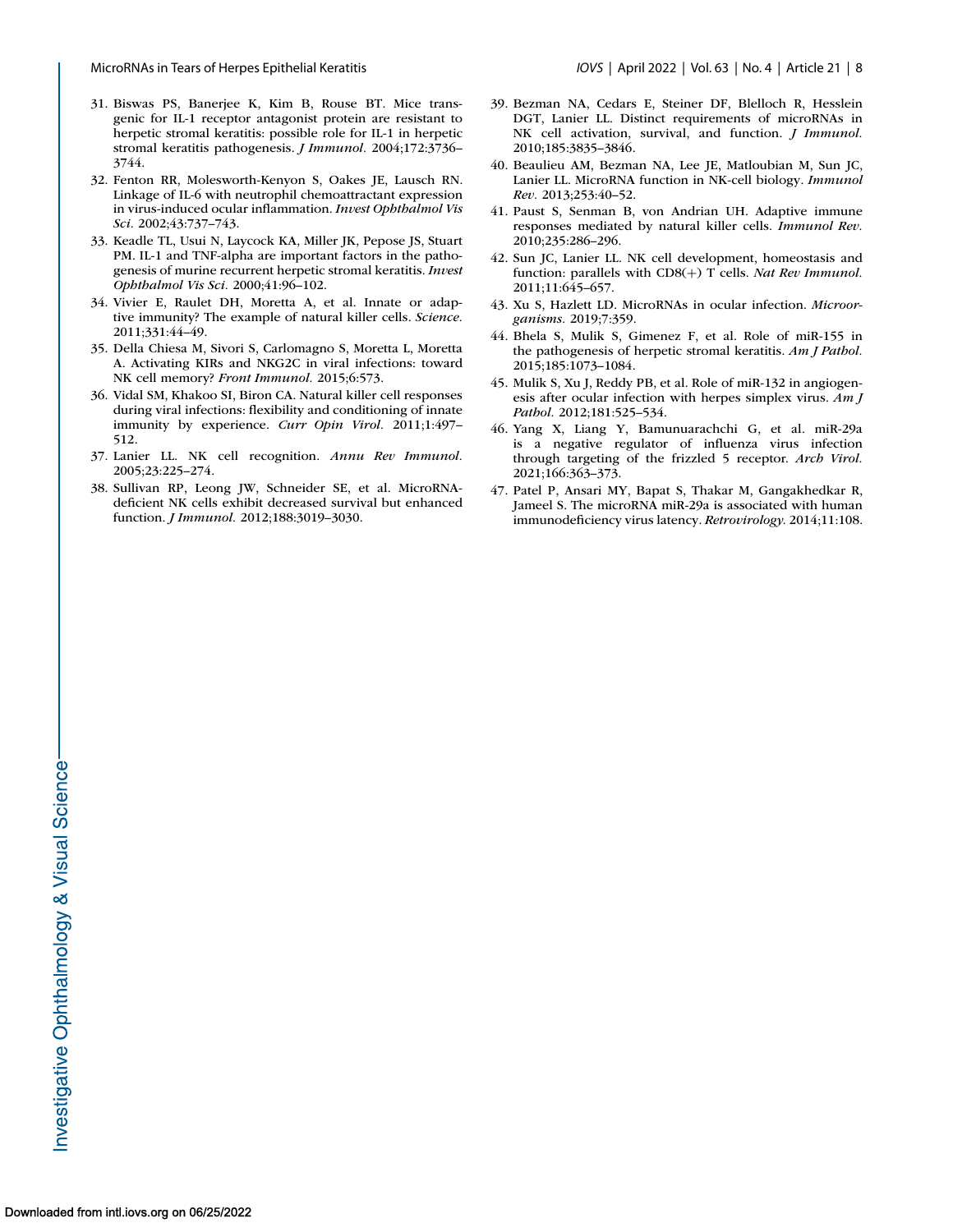31. Biswas PS, Banerjee K, Kim B, Rouse BT. Mice transgenic for IL-1 receptor antagonist protein are resistant to herpetic stromal keratitis: possible role for IL-1 in herpetic stromal keratitis pathogenesis. *J Immunol.* 2004;172:3736–3744.
32. Fenton RR, Molesworth-Kenyon S, Oakes JE, Lausch RN. Linkage of IL-6 with neutrophil chemoattractant expression in virus-induced ocular inflammation. *Invest Ophthalmol Vis Sci.* 2002;43:737–743.
33. Keadle TL, Usui N, Laycock KA, Miller JK, Pepose JS, Stuart PM. IL-1 and TNF-alpha are important factors in the pathogenesis of murine recurrent herpetic stromal keratitis. *Invest Ophthalmol Vis Sci.* 2000;41:96–102.
34. Vivier E, Raulet DH, Moretta A, et al. Innate or adaptive immunity? The example of natural killer cells. *Science.* 2011;331:44–49.
35. Della Chiesa M, Sivori S, Carlomagno S, Moretta L, Moretta A. Activating KIRs and NKG2C in viral infections: toward NK cell memory? *Front Immunol.* 2015;6:573.
36. Vidal SM, Khakoo SI, Biron CA. Natural killer cell responses during viral infections: flexibility and conditioning of innate immunity by experience. *Curr Opin Virol.* 2011;1:497–512.
37. Lanier LL. NK cell recognition. *Annu Rev Immunol.* 2005;23:225–274.
38. Sullivan RP, Leong JW, Schneider SE, et al. MicroRNA-deficient NK cells exhibit decreased survival but enhanced function. *J Immunol.* 2012;188:3019–3030.
39. Bezman NA, Cedars E, Steiner DF, Blelloch R, Hesslein DGT, Lanier LL. Distinct requirements of microRNAs in NK cell activation, survival, and function. *J Immunol.* 2010;185:3835–3846.
40. Beaulieu AM, Bezman NA, Lee JE, Matloubian M, Sun JC, Lanier LL. MicroRNA function in NK-cell biology. *Immunol Rev.* 2013;253:40–52.
41. Paust S, Senman B, von Andrian UH. Adaptive immune responses mediated by natural killer cells. *Immunol Rev.* 2010;235:286–296.
42. Sun JC, Lanier LL. NK cell development, homeostasis and function: parallels with CD8(+) T cells. *Nat Rev Immunol.* 2011;11:645–657.
43. Xu S, Hazlett LD. MicroRNAs in ocular infection. *Microorganisms.* 2019;7:359.
44. Bhela S, Mulik S, Gimenez F, et al. Role of miR-155 in the pathogenesis of herpetic stromal keratitis. *Am J Pathol.* 2015;185:1073–1084.
45. Mulik S, Xu J, Reddy PB, et al. Role of miR-132 in angiogenesis after ocular infection with herpes simplex virus. *Am J Pathol.* 2012;181:525–534.
46. Yang X, Liang Y, Bamunuarachchi G, et al. miR-29a is a negative regulator of influenza virus infection through targeting of the frizzled 5 receptor. *Arch Virol.* 2021;166:363–373.
47. Patel P, Ansari MY, Bapat S, Thakar M, Gangakhedkar R, Jameel S. The microRNA miR-29a is associated with human immunodeficiency virus latency. *Retrovirology.* 2014;11:108.